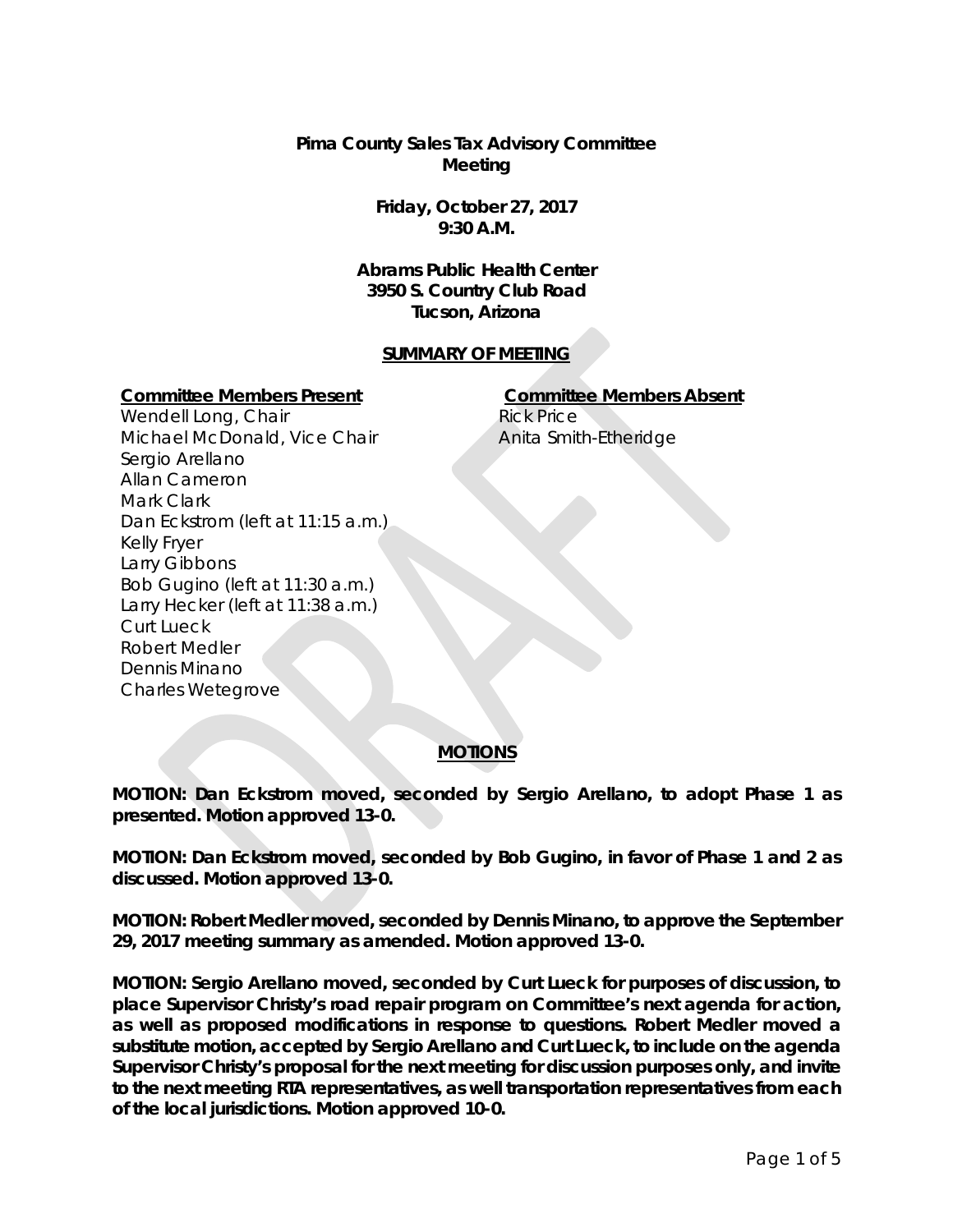**Pima County Sales Tax Advisory Committee Meeting**

**Friday, October 27, 2017**
**9:30 A.M.**

**Abrams Public Health Center**
**3950 S. Country Club Road**
**Tucson, Arizona**

**SUMMARY OF MEETING**

**Committee Members Present**

Wendell Long, Chair
Michael McDonald, Vice Chair
Sergio Arellano
Allan Cameron
Mark Clark
Dan Eckstrom (left at 11:15 a.m.)
Kelly Fryer
Larry Gibbons
Bob Gugino (left at 11:30 a.m.)
Larry Hecker (left at 11:38 a.m.)
Curt Lueck
Robert Medler
Dennis Minano
Charles Wetegrove

**Committee Members Absent**

Rick Price
Anita Smith-Etheridge

**MOTIONS**

**MOTION: Dan Eckstrom moved, seconded by Sergio Arellano, to adopt Phase 1 as presented. Motion approved 13-0.**

**MOTION: Dan Eckstrom moved, seconded by Bob Gugino, in favor of Phase 1 and 2 as discussed. Motion approved 13-0.**

**MOTION: Robert Medler moved, seconded by Dennis Minano, to approve the September 29, 2017 meeting summary as amended. Motion approved 13-0.**

**MOTION: Sergio Arellano moved, seconded by Curt Lueck for purposes of discussion, to place Supervisor Christy's road repair program on Committee's next agenda for action, as well as proposed modifications in response to questions. Robert Medler moved a substitute motion, accepted by Sergio Arellano and Curt Lueck, to include on the agenda Supervisor Christy's proposal for the next meeting for discussion purposes only, and invite to the next meeting RTA representatives, as well transportation representatives from each of the local jurisdictions. Motion approved 10-0.**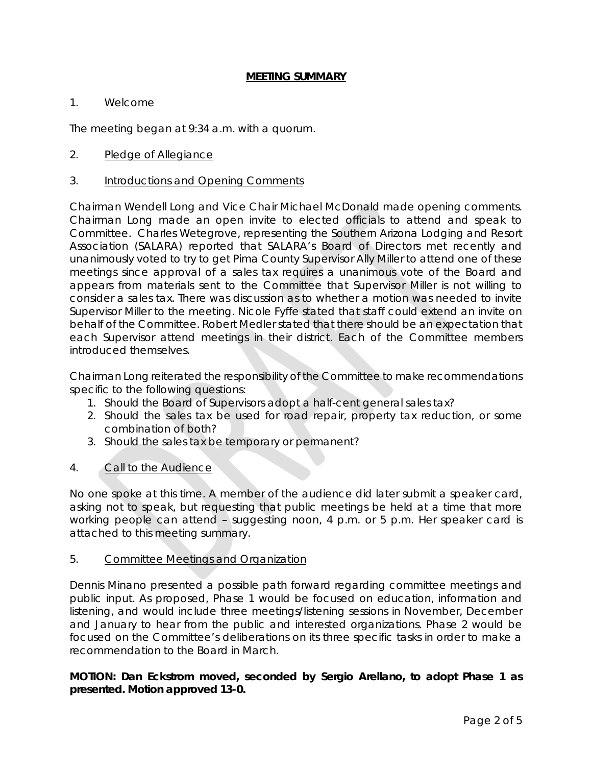## MEETING SUMMARY

1. Welcome

The meeting began at 9:34 a.m. with a quorum.

2. Pledge of Allegiance

3. Introductions and Opening Comments

Chairman Wendell Long and Vice Chair Michael McDonald made opening comments. Chairman Long made an open invite to elected officials to attend and speak to Committee. Charles Wetegrove, representing the Southern Arizona Lodging and Resort Association (SALARA) reported that SALARA's Board of Directors met recently and unanimously voted to try to get Pima County Supervisor Ally Miller to attend one of these meetings since approval of a sales tax requires a unanimous vote of the Board and appears from materials sent to the Committee that Supervisor Miller is not willing to consider a sales tax. There was discussion as to whether a motion was needed to invite Supervisor Miller to the meeting. Nicole Fyffe stated that staff could extend an invite on behalf of the Committee. Robert Medler stated that there should be an expectation that each Supervisor attend meetings in their district. Each of the Committee members introduced themselves.

Chairman Long reiterated the responsibility of the Committee to make recommendations specific to the following questions:

1. Should the Board of Supervisors adopt a half-cent general sales tax?
2. Should the sales tax be used for road repair, property tax reduction, or some combination of both?
3. Should the sales tax be temporary or permanent?

4. Call to the Audience

No one spoke at this time. A member of the audience did later submit a speaker card, asking not to speak, but requesting that public meetings be held at a time that more working people can attend – suggesting noon, 4 p.m. or 5 p.m. Her speaker card is attached to this meeting summary.

5. Committee Meetings and Organization

Dennis Minano presented a possible path forward regarding committee meetings and public input. As proposed, Phase 1 would be focused on education, information and listening, and would include three meetings/listening sessions in November, December and January to hear from the public and interested organizations. Phase 2 would be focused on the Committee's deliberations on its three specific tasks in order to make a recommendation to the Board in March.

**MOTION: Dan Eckstrom moved, seconded by Sergio Arellano, to adopt Phase 1 as presented. Motion approved 13-0.**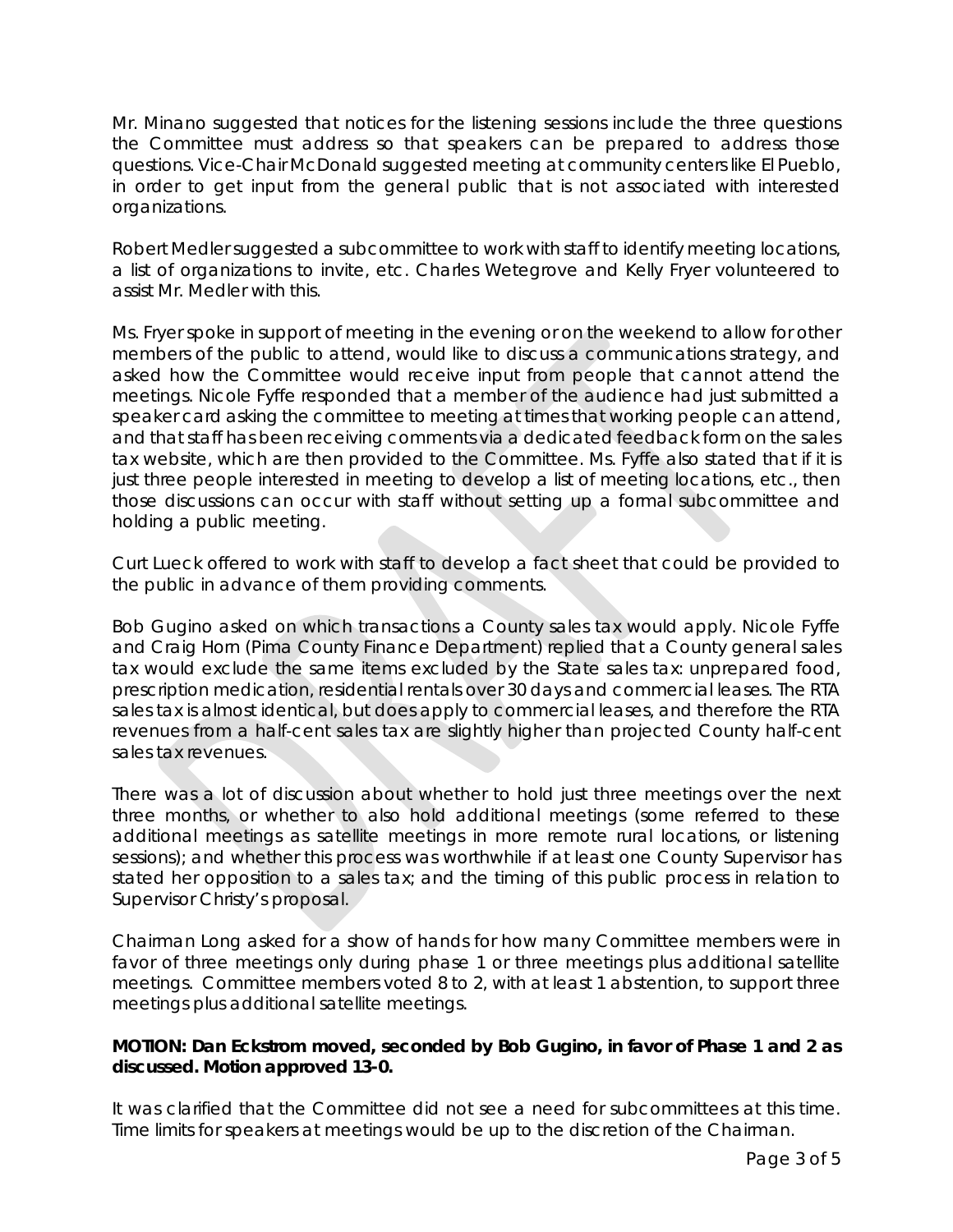Mr. Minano suggested that notices for the listening sessions include the three questions the Committee must address so that speakers can be prepared to address those questions. Vice-Chair McDonald suggested meeting at community centers like El Pueblo, in order to get input from the general public that is not associated with interested organizations.

Robert Medler suggested a subcommittee to work with staff to identify meeting locations, a list of organizations to invite, etc. Charles Wetegrove and Kelly Fryer volunteered to assist Mr. Medler with this.

Ms. Fryer spoke in support of meeting in the evening or on the weekend to allow for other members of the public to attend, would like to discuss a communications strategy, and asked how the Committee would receive input from people that cannot attend the meetings. Nicole Fyffe responded that a member of the audience had just submitted a speaker card asking the committee to meeting at times that working people can attend, and that staff has been receiving comments via a dedicated feedback form on the sales tax website, which are then provided to the Committee. Ms. Fyffe also stated that if it is just three people interested in meeting to develop a list of meeting locations, etc., then those discussions can occur with staff without setting up a formal subcommittee and holding a public meeting.

Curt Lueck offered to work with staff to develop a fact sheet that could be provided to the public in advance of them providing comments.

Bob Gugino asked on which transactions a County sales tax would apply. Nicole Fyffe and Craig Horn (Pima County Finance Department) replied that a County general sales tax would exclude the same items excluded by the State sales tax: unprepared food, prescription medication, residential rentals over 30 days and commercial leases. The RTA sales tax is almost identical, but does apply to commercial leases, and therefore the RTA revenues from a half-cent sales tax are slightly higher than projected County half-cent sales tax revenues.

There was a lot of discussion about whether to hold just three meetings over the next three months, or whether to also hold additional meetings (some referred to these additional meetings as satellite meetings in more remote rural locations, or listening sessions); and whether this process was worthwhile if at least one County Supervisor has stated her opposition to a sales tax; and the timing of this public process in relation to Supervisor Christy's proposal.

Chairman Long asked for a show of hands for how many Committee members were in favor of three meetings only during phase 1 or three meetings plus additional satellite meetings. Committee members voted 8 to 2, with at least 1 abstention, to support three meetings plus additional satellite meetings.

**MOTION: Dan Eckstrom moved, seconded by Bob Gugino, in favor of Phase 1 and 2 as discussed. Motion approved 13-0.**

It was clarified that the Committee did not see a need for subcommittees at this time. Time limits for speakers at meetings would be up to the discretion of the Chairman.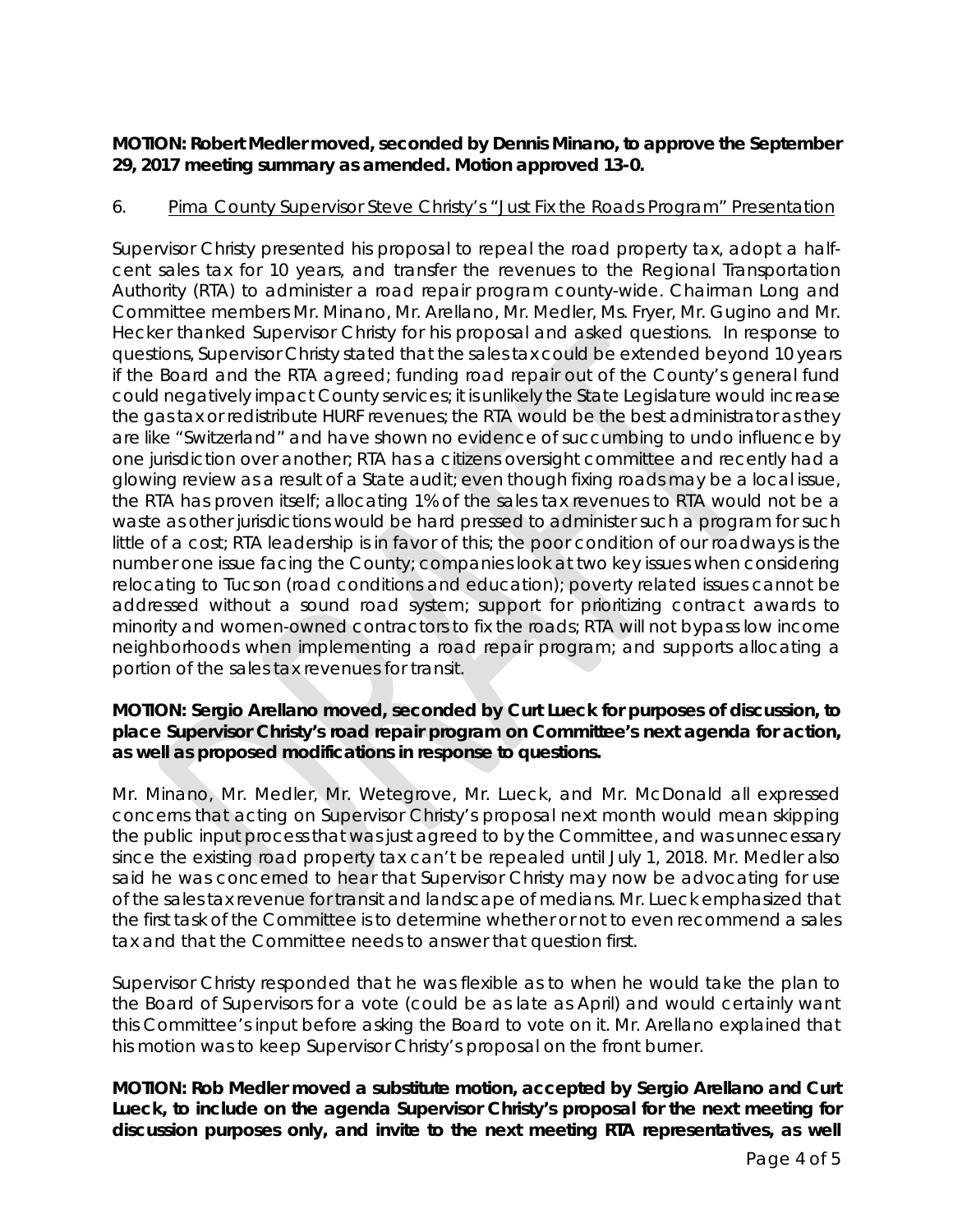**MOTION: Robert Medler moved, seconded by Dennis Minano, to approve the September 29, 2017 meeting summary as amended. Motion approved 13-0.**

6. Pima County Supervisor Steve Christy's "Just Fix the Roads Program" Presentation

Supervisor Christy presented his proposal to repeal the road property tax, adopt a half-cent sales tax for 10 years, and transfer the revenues to the Regional Transportation Authority (RTA) to administer a road repair program county-wide. Chairman Long and Committee members Mr. Minano, Mr. Arellano, Mr. Medler, Ms. Fryer, Mr. Gugino and Mr. Hecker thanked Supervisor Christy for his proposal and asked questions. In response to questions, Supervisor Christy stated that the sales tax could be extended beyond 10 years if the Board and the RTA agreed; funding road repair out of the County's general fund could negatively impact County services; it is unlikely the State Legislature would increase the gas tax or redistribute HURF revenues; the RTA would be the best administrator as they are like "Switzerland" and have shown no evidence of succumbing to undo influence by one jurisdiction over another; RTA has a citizens oversight committee and recently had a glowing review as a result of a State audit; even though fixing roads may be a local issue, the RTA has proven itself; allocating 1% of the sales tax revenues to RTA would not be a waste as other jurisdictions would be hard pressed to administer such a program for such little of a cost; RTA leadership is in favor of this; the poor condition of our roadways is the number one issue facing the County; companies look at two key issues when considering relocating to Tucson (road conditions and education); poverty related issues cannot be addressed without a sound road system; support for prioritizing contract awards to minority and women-owned contractors to fix the roads; RTA will not bypass low income neighborhoods when implementing a road repair program; and supports allocating a portion of the sales tax revenues for transit.

**MOTION: Sergio Arellano moved, seconded by Curt Lueck for purposes of discussion, to place Supervisor Christy's road repair program on Committee's next agenda for action, as well as proposed modifications in response to questions.**

Mr. Minano, Mr. Medler, Mr. Wetegrove, Mr. Lueck, and Mr. McDonald all expressed concerns that acting on Supervisor Christy's proposal next month would mean skipping the public input process that was just agreed to by the Committee, and was unnecessary since the existing road property tax can't be repealed until July 1, 2018. Mr. Medler also said he was concerned to hear that Supervisor Christy may now be advocating for use of the sales tax revenue for transit and landscape of medians. Mr. Lueck emphasized that the first task of the Committee is to determine whether or not to even recommend a sales tax and that the Committee needs to answer that question first.

Supervisor Christy responded that he was flexible as to when he would take the plan to the Board of Supervisors for a vote (could be as late as April) and would certainly want this Committee's input before asking the Board to vote on it. Mr. Arellano explained that his motion was to keep Supervisor Christy's proposal on the front burner.

**MOTION: Rob Medler moved a substitute motion, accepted by Sergio Arellano and Curt Lueck, to include on the agenda Supervisor Christy's proposal for the next meeting for discussion purposes only, and invite to the next meeting RTA representatives, as well**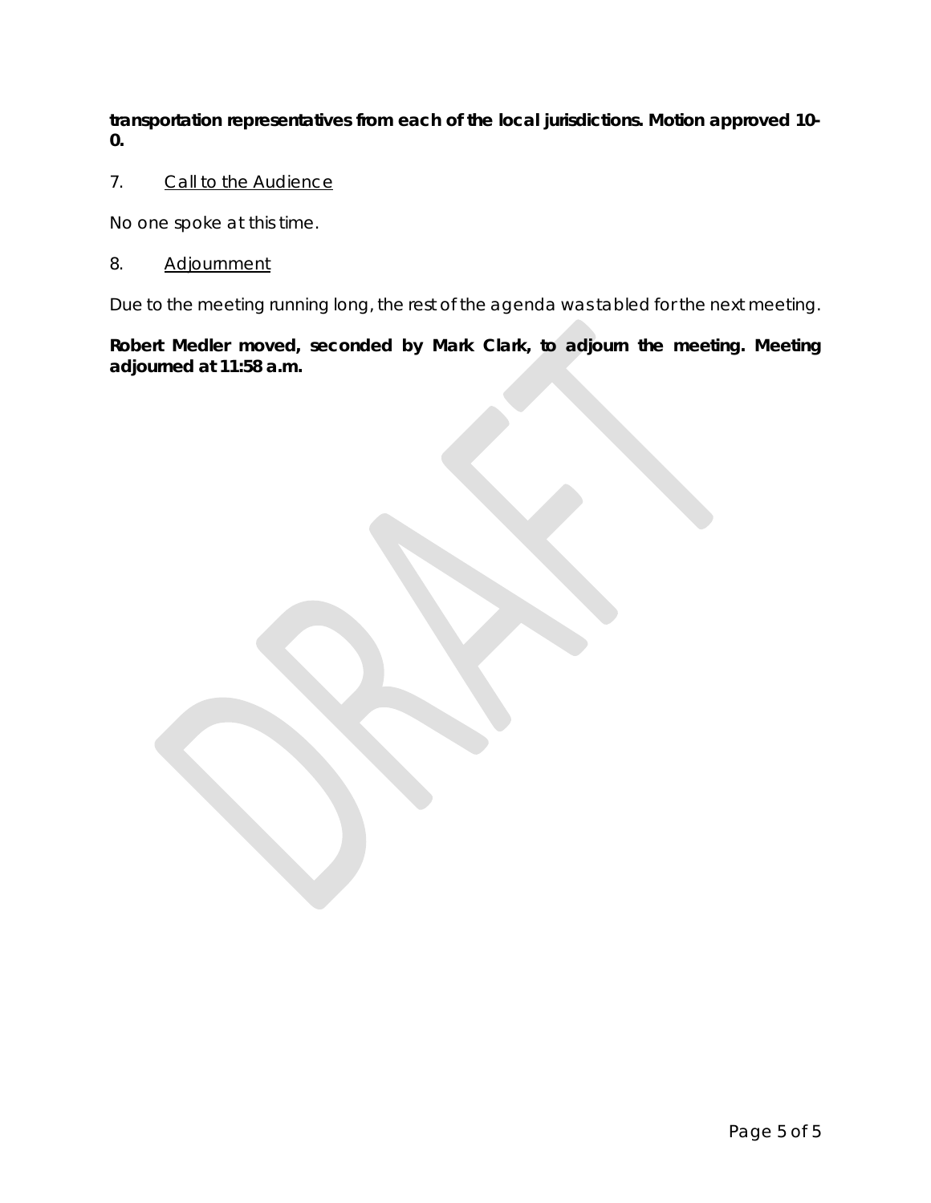**transportation representatives from each of the local jurisdictions. Motion approved 10-0.**

7. Call to the Audience

No one spoke at this time.

8. Adjournment

Due to the meeting running long, the rest of the agenda was tabled for the next meeting.

**Robert Medler moved, seconded by Mark Clark, to adjourn the meeting. Meeting adjourned at 11:58 a.m.**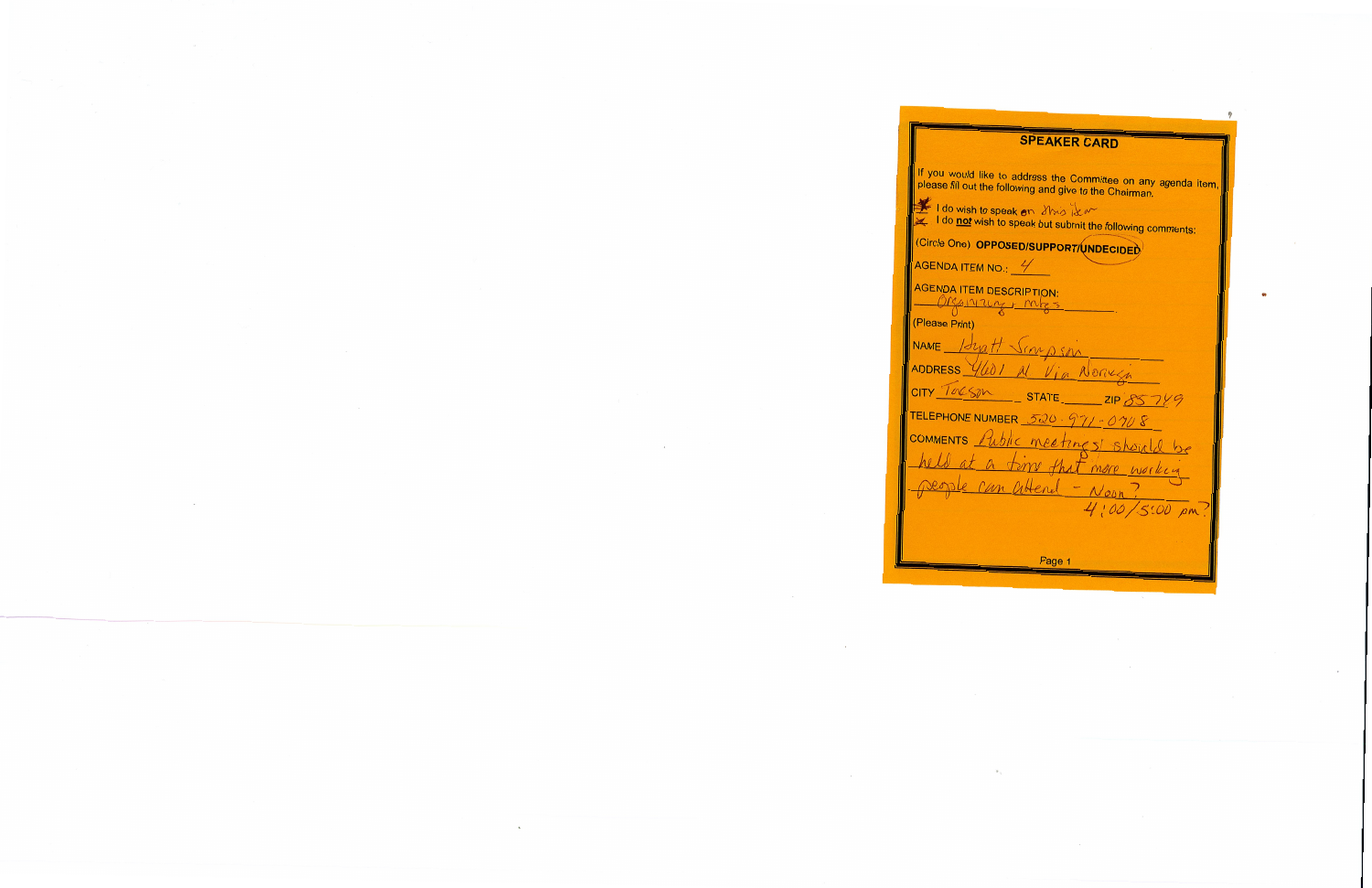## SPEAKER CARD

If you would like to address the Committee on any agenda item, please fill out the following and give to the Chairman.

- I do wish to speak on this item
- I do **not** wish to speak but submit the following comments:

(Circle One) **OPPOSED/SUPPORT/UNDECIDED**

AGENDA ITEM NO.: 4

AGENDA ITEM DESCRIPTION: Organizing mtgs

(Please Print)

NAME Hyatt Simpson

ADDRESS 4601 N Via Noriega

CITY Tucson STATE ZIP 85749

TELEPHONE NUMBER 520-971-0708

COMMENTS Public meetings should be held at a time that more working people can attend - Noon? 4:00/5:00 pm?